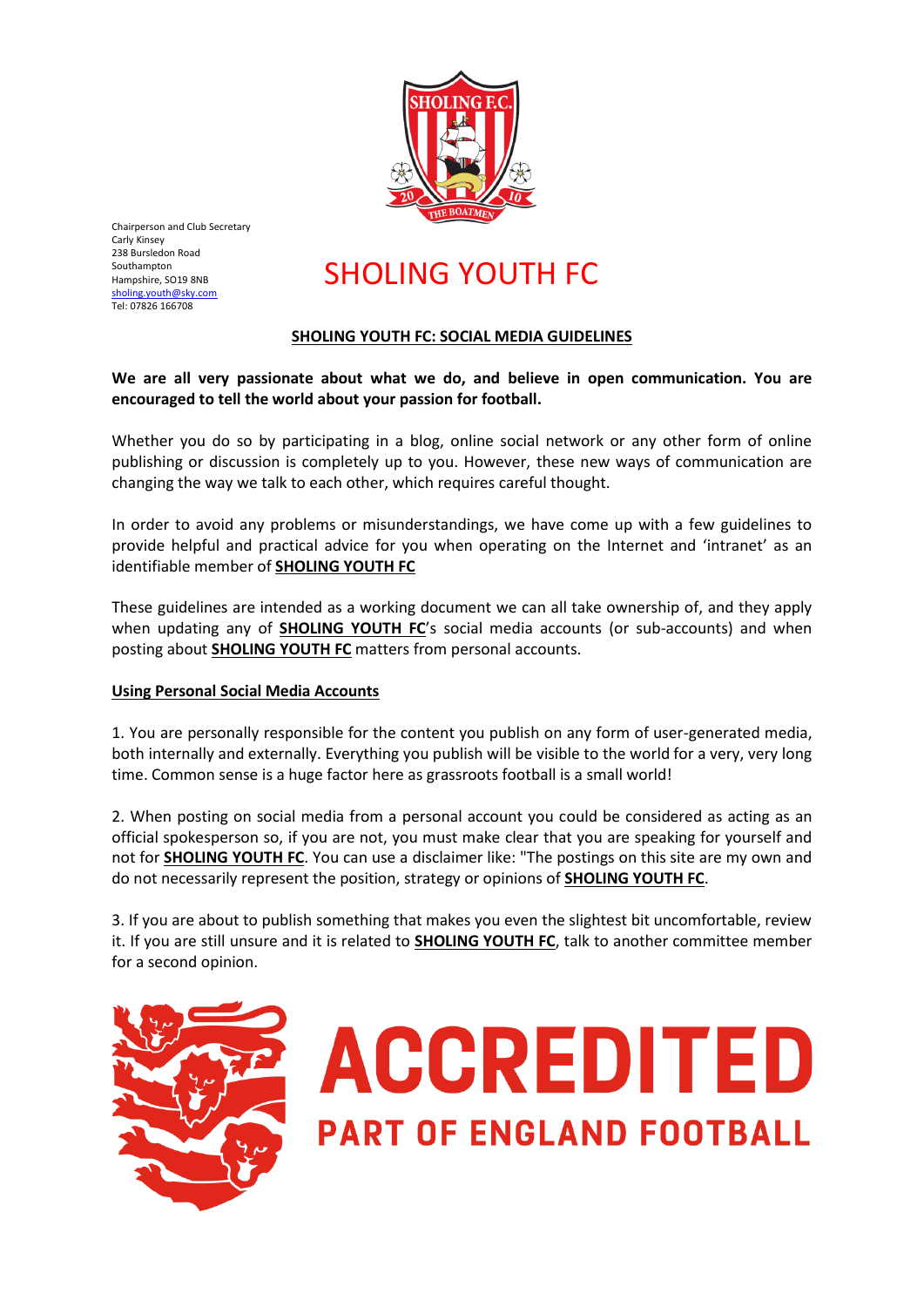Chairperson and Club Secretary
Carly Kinsey
238 Bursledon Road
Southampton
Hampshire, SO19 8NB
sholing.youth@sky.com
Tel: 07826 166708

# SHOLING YOUTH FC

## SHOLING YOUTH FC: SOCIAL MEDIA GUIDELINES

**We are all very passionate about what we do, and believe in open communication. You are encouraged to tell the world about your passion for football.**

Whether you do so by participating in a blog, online social network or any other form of online publishing or discussion is completely up to you. However, these new ways of communication are changing the way we talk to each other, which requires careful thought.

In order to avoid any problems or misunderstandings, we have come up with a few guidelines to provide helpful and practical advice for you when operating on the Internet and 'intranet' as an identifiable member of **SHOLING YOUTH FC**

These guidelines are intended as a working document we can all take ownership of, and they apply when updating any of **SHOLING YOUTH FC**'s social media accounts (or sub-accounts) and when posting about **SHOLING YOUTH FC** matters from personal accounts.

### Using Personal Social Media Accounts

1. You are personally responsible for the content you publish on any form of user-generated media, both internally and externally. Everything you publish will be visible to the world for a very, very long time. Common sense is a huge factor here as grassroots football is a small world!

2. When posting on social media from a personal account you could be considered as acting as an official spokesperson so, if you are not, you must make clear that you are speaking for yourself and not for **SHOLING YOUTH FC**. You can use a disclaimer like: "The postings on this site are my own and do not necessarily represent the position, strategy or opinions of **SHOLING YOUTH FC**.

3. If you are about to publish something that makes you even the slightest bit uncomfortable, review it. If you are still unsure and it is related to **SHOLING YOUTH FC**, talk to another committee member for a second opinion.

ACCREDITED
PART OF ENGLAND FOOTBALL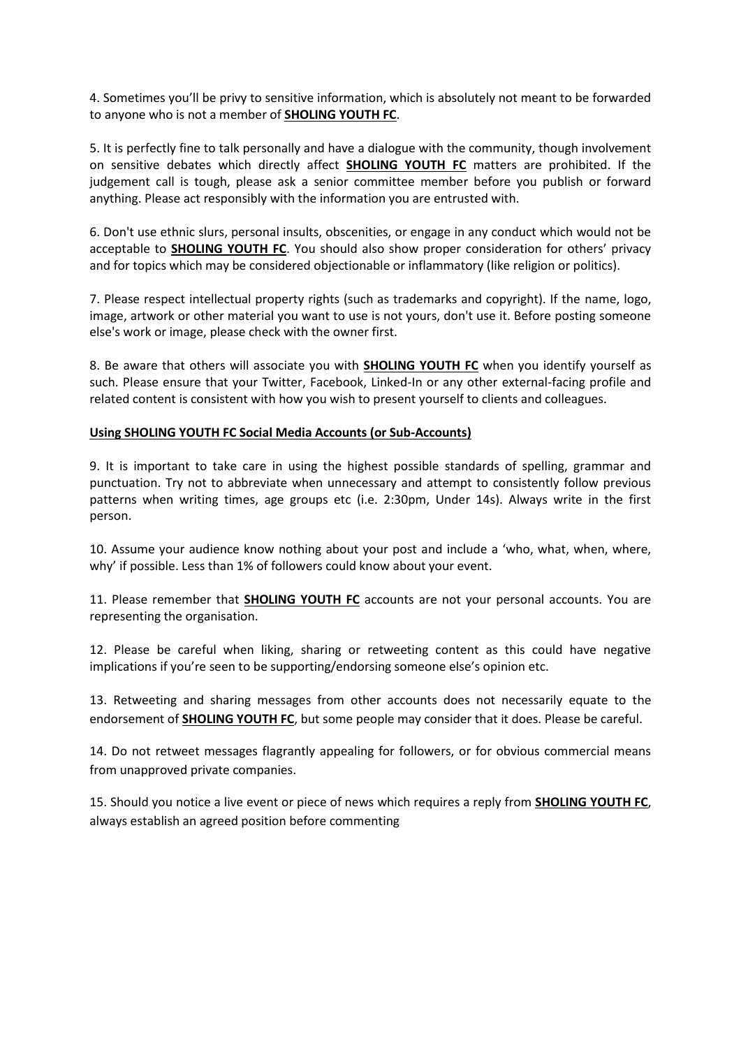4. Sometimes you'll be privy to sensitive information, which is absolutely not meant to be forwarded to anyone who is not a member of **SHOLING YOUTH FC**.

5. It is perfectly fine to talk personally and have a dialogue with the community, though involvement on sensitive debates which directly affect **SHOLING YOUTH FC** matters are prohibited. If the judgement call is tough, please ask a senior committee member before you publish or forward anything. Please act responsibly with the information you are entrusted with.

6. Don't use ethnic slurs, personal insults, obscenities, or engage in any conduct which would not be acceptable to **SHOLING YOUTH FC**. You should also show proper consideration for others' privacy and for topics which may be considered objectionable or inflammatory (like religion or politics).

7. Please respect intellectual property rights (such as trademarks and copyright). If the name, logo, image, artwork or other material you want to use is not yours, don't use it. Before posting someone else's work or image, please check with the owner first.

8. Be aware that others will associate you with **SHOLING YOUTH FC** when you identify yourself as such. Please ensure that your Twitter, Facebook, Linked-In or any other external-facing profile and related content is consistent with how you wish to present yourself to clients and colleagues.

**Using SHOLING YOUTH FC Social Media Accounts (or Sub-Accounts)**

9. It is important to take care in using the highest possible standards of spelling, grammar and punctuation. Try not to abbreviate when unnecessary and attempt to consistently follow previous patterns when writing times, age groups etc (i.e. 2:30pm, Under 14s). Always write in the first person.

10. Assume your audience know nothing about your post and include a 'who, what, when, where, why' if possible. Less than 1% of followers could know about your event.

11. Please remember that **SHOLING YOUTH FC** accounts are not your personal accounts. You are representing the organisation.

12. Please be careful when liking, sharing or retweeting content as this could have negative implications if you're seen to be supporting/endorsing someone else's opinion etc.

13. Retweeting and sharing messages from other accounts does not necessarily equate to the endorsement of **SHOLING YOUTH FC**, but some people may consider that it does. Please be careful.

14. Do not retweet messages flagrantly appealing for followers, or for obvious commercial means from unapproved private companies.

15. Should you notice a live event or piece of news which requires a reply from **SHOLING YOUTH FC**, always establish an agreed position before commenting